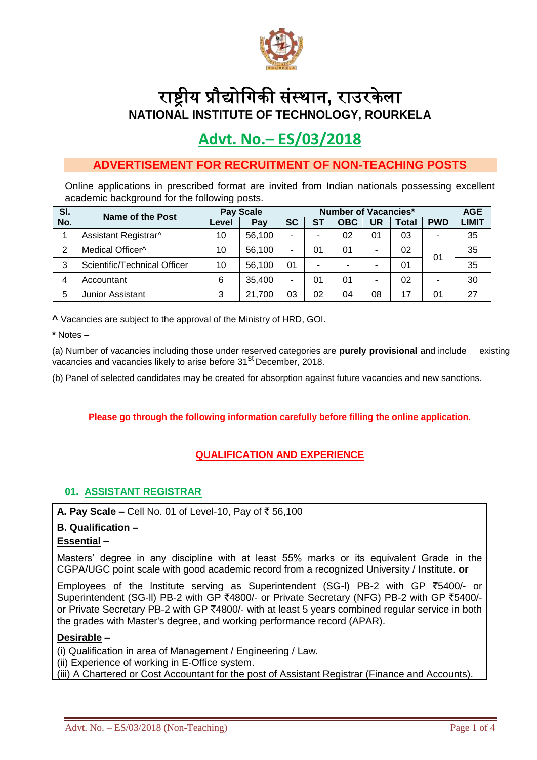# राष्ट्रीय प्रौद्योगिकी संस्थान, राउरकेला

# NATIONAL INSTITUTE OF TECHNOLOGY, ROURKELA

## Advt. No.– ES/03/2018

## ADVERTISEMENT FOR RECRUITMENT OF NON-TEACHING POSTS

Online applications in prescribed format are invited from Indian nationals possessing excellent academic background for the following posts.

| Sl. No. | Name of the Post | Pay Scale | | Number of Vacancies* | | | | | | AGE LIMIT |
|---|---|---|---|---|---|---|---|---|---|---|
| | | Level | Pay | SC | ST | OBC | UR | Total | PWD | |
| 1 | Assistant Registrar^ | 10 | 56,100 | - | - | 02 | 01 | 03 | - | 35 |
| 2 | Medical Officer^ | 10 | 56,100 | - | 01 | 01 | - | 02 | 01 | 35 |
| 3 | Scientific/Technical Officer | 10 | 56,100 | 01 | - | - | - | 01 | | 35 |
| 4 | Accountant | 6 | 35,400 | - | 01 | 01 | - | 02 | - | 30 |
| 5 | Junior Assistant | 3 | 21,700 | 03 | 02 | 04 | 08 | 17 | 01 | 27 |

**^** Vacancies are subject to the approval of the Ministry of HRD, GOI.

**\*** Notes –

(a) Number of vacancies including those under reserved categories are **purely provisional** and include existing vacancies and vacancies likely to arise before 31st December, 2018.

(b) Panel of selected candidates may be created for absorption against future vacancies and new sanctions.

**Please go through the following information carefully before filling the online application.**

## QUALIFICATION AND EXPERIENCE

### 01. ASSISTANT REGISTRAR

**A. Pay Scale –** Cell No. 01 of Level-10, Pay of ₹ 56,100

**B. Qualification –**

**Essential –**

Masters' degree in any discipline with at least 55% marks or its equivalent Grade in the CGPA/UGC point scale with good academic record from a recognized University / Institute. **or**

Employees of the Institute serving as Superintendent (SG-I) PB-2 with GP ₹5400/- or Superintendent (SG-II) PB-2 with GP ₹4800/- or Private Secretary (NFG) PB-2 with GP ₹5400/- or Private Secretary PB-2 with GP ₹4800/- with at least 5 years combined regular service in both the grades with Master's degree, and working performance record (APAR).

**Desirable –**

(i) Qualification in area of Management / Engineering / Law.
(ii) Experience of working in E-Office system.
(iii) A Chartered or Cost Accountant for the post of Assistant Registrar (Finance and Accounts).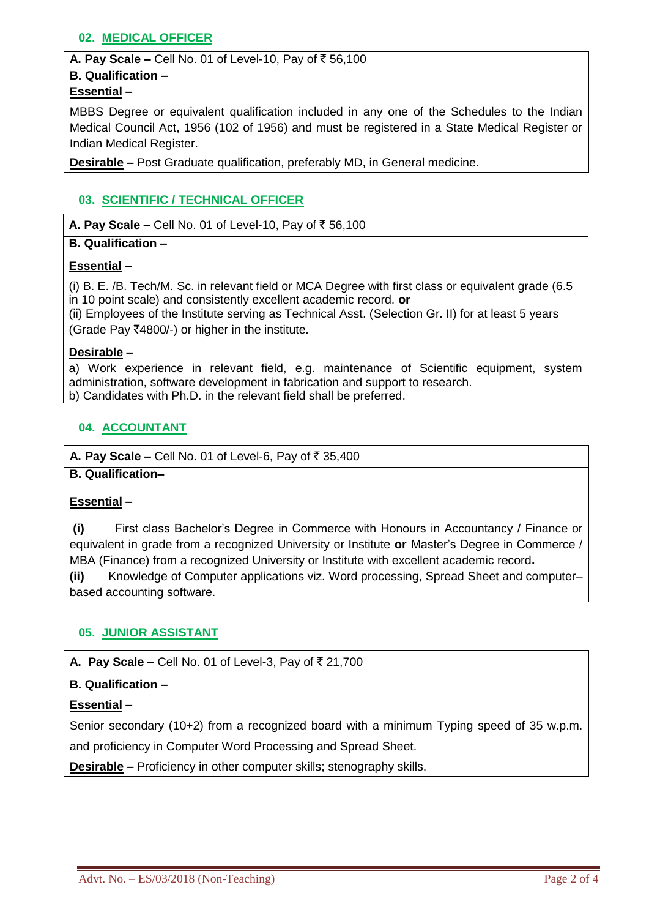## 02. MEDICAL OFFICER

**A. Pay Scale –** Cell No. 01 of Level-10, Pay of ₹ 56,100

**B. Qualification –**

**Essential –**

MBBS Degree or equivalent qualification included in any one of the Schedules to the Indian Medical Council Act, 1956 (102 of 1956) and must be registered in a State Medical Register or Indian Medical Register.

**Desirable –** Post Graduate qualification, preferably MD, in General medicine.

## 03. SCIENTIFIC / TECHNICAL OFFICER

**A. Pay Scale –** Cell No. 01 of Level-10, Pay of ₹ 56,100

**B. Qualification –**

**Essential –**

(i) B. E. /B. Tech/M. Sc. in relevant field or MCA Degree with first class or equivalent grade (6.5 in 10 point scale) and consistently excellent academic record. **or**

(ii) Employees of the Institute serving as Technical Asst. (Selection Gr. II) for at least 5 years (Grade Pay ₹4800/-) or higher in the institute.

**Desirable –**

a) Work experience in relevant field, e.g. maintenance of Scientific equipment, system administration, software development in fabrication and support to research.

b) Candidates with Ph.D. in the relevant field shall be preferred.

## 04. ACCOUNTANT

**A. Pay Scale –** Cell No. 01 of Level-6, Pay of ₹ 35,400

**B. Qualification–**

**Essential –**

**(i)** First class Bachelor's Degree in Commerce with Honours in Accountancy / Finance or equivalent in grade from a recognized University or Institute **or** Master's Degree in Commerce / MBA (Finance) from a recognized University or Institute with excellent academic record**.**

**(ii)** Knowledge of Computer applications viz. Word processing, Spread Sheet and computer–based accounting software.

## 05. JUNIOR ASSISTANT

**A. Pay Scale –** Cell No. 01 of Level-3, Pay of ₹ 21,700

**B. Qualification –**

**Essential –**

Senior secondary (10+2) from a recognized board with a minimum Typing speed of 35 w.p.m. and proficiency in Computer Word Processing and Spread Sheet.

**Desirable –** Proficiency in other computer skills; stenography skills.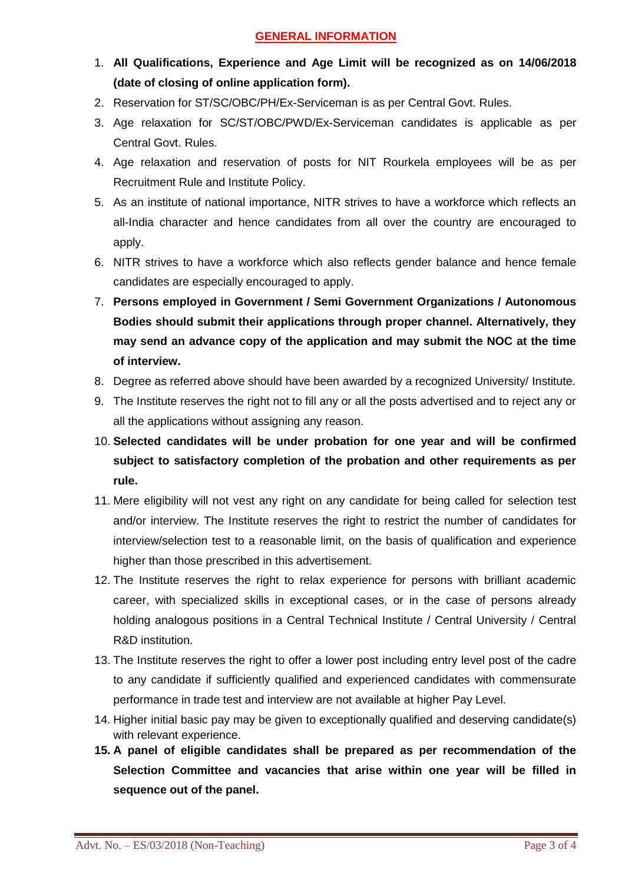## GENERAL INFORMATION

1. **All Qualifications, Experience and Age Limit will be recognized as on 14/06/2018 (date of closing of online application form).**
2. Reservation for ST/SC/OBC/PH/Ex-Serviceman is as per Central Govt. Rules.
3. Age relaxation for SC/ST/OBC/PWD/Ex-Serviceman candidates is applicable as per Central Govt. Rules.
4. Age relaxation and reservation of posts for NIT Rourkela employees will be as per Recruitment Rule and Institute Policy.
5. As an institute of national importance, NITR strives to have a workforce which reflects an all-India character and hence candidates from all over the country are encouraged to apply.
6. NITR strives to have a workforce which also reflects gender balance and hence female candidates are especially encouraged to apply.
7. **Persons employed in Government / Semi Government Organizations / Autonomous Bodies should submit their applications through proper channel. Alternatively, they may send an advance copy of the application and may submit the NOC at the time of interview.**
8. Degree as referred above should have been awarded by a recognized University/ Institute.
9. The Institute reserves the right not to fill any or all the posts advertised and to reject any or all the applications without assigning any reason.
10. **Selected candidates will be under probation for one year and will be confirmed subject to satisfactory completion of the probation and other requirements as per rule.**
11. Mere eligibility will not vest any right on any candidate for being called for selection test and/or interview. The Institute reserves the right to restrict the number of candidates for interview/selection test to a reasonable limit, on the basis of qualification and experience higher than those prescribed in this advertisement.
12. The Institute reserves the right to relax experience for persons with brilliant academic career, with specialized skills in exceptional cases, or in the case of persons already holding analogous positions in a Central Technical Institute / Central University / Central R&D institution.
13. The Institute reserves the right to offer a lower post including entry level post of the cadre to any candidate if sufficiently qualified and experienced candidates with commensurate performance in trade test and interview are not available at higher Pay Level.
14. Higher initial basic pay may be given to exceptionally qualified and deserving candidate(s) with relevant experience.
15. **A panel of eligible candidates shall be prepared as per recommendation of the Selection Committee and vacancies that arise within one year will be filled in sequence out of the panel.**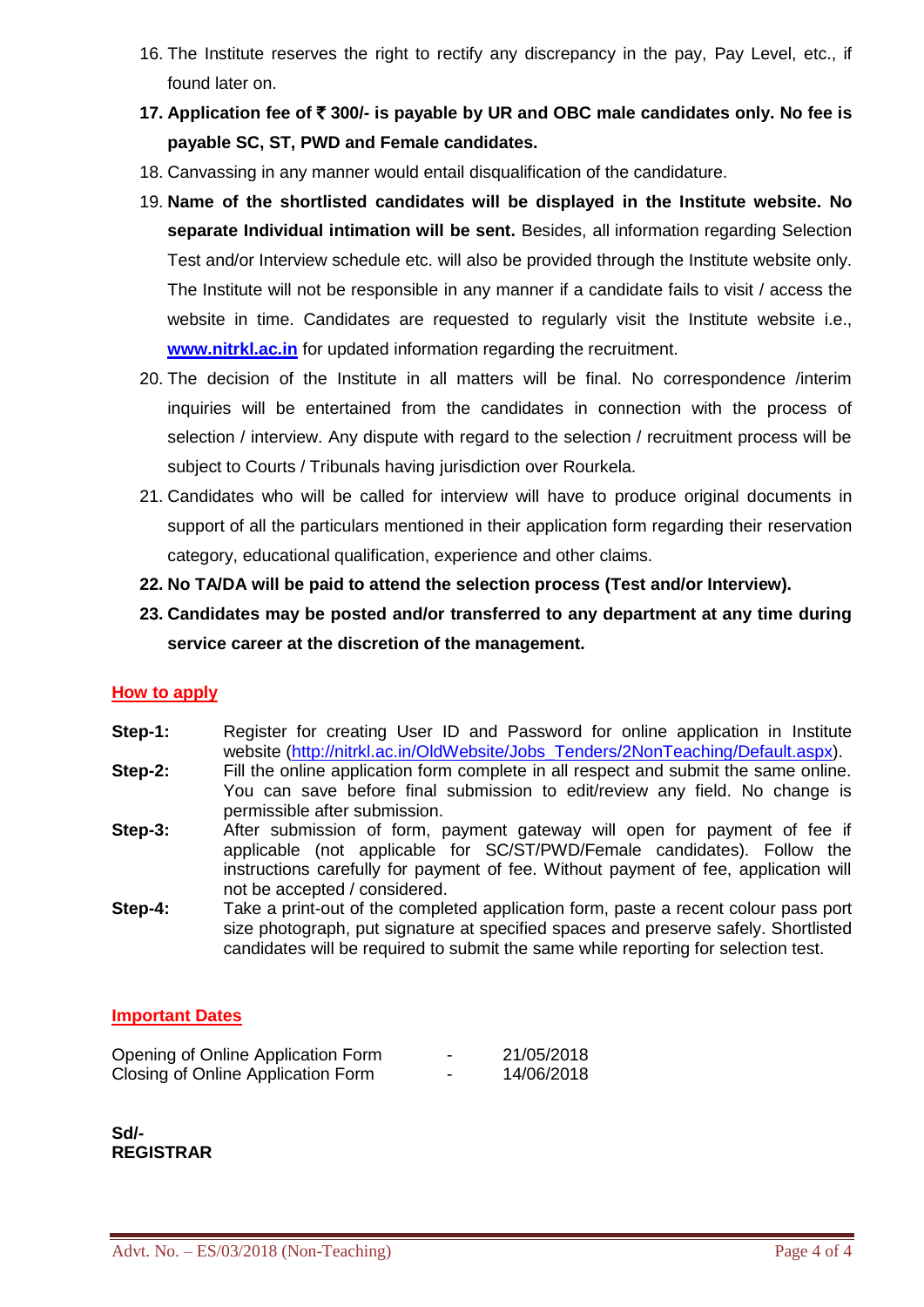16. The Institute reserves the right to rectify any discrepancy in the pay, Pay Level, etc., if found later on.
17. **Application fee of ₹ 300/- is payable by UR and OBC male candidates only. No fee is payable SC, ST, PWD and Female candidates.**
18. Canvassing in any manner would entail disqualification of the candidature.
19. **Name of the shortlisted candidates will be displayed in the Institute website. No separate Individual intimation will be sent.** Besides, all information regarding Selection Test and/or Interview schedule etc. will also be provided through the Institute website only. The Institute will not be responsible in any manner if a candidate fails to visit / access the website in time. Candidates are requested to regularly visit the Institute website i.e., **www.nitrkl.ac.in** for updated information regarding the recruitment.
20. The decision of the Institute in all matters will be final. No correspondence /interim inquiries will be entertained from the candidates in connection with the process of selection / interview. Any dispute with regard to the selection / recruitment process will be subject to Courts / Tribunals having jurisdiction over Rourkela.
21. Candidates who will be called for interview will have to produce original documents in support of all the particulars mentioned in their application form regarding their reservation category, educational qualification, experience and other claims.
22. **No TA/DA will be paid to attend the selection process (Test and/or Interview).**
23. **Candidates may be posted and/or transferred to any department at any time during service career at the discretion of the management.**

## How to apply

**Step-1:** Register for creating User ID and Password for online application in Institute website (http://nitrkl.ac.in/OldWebsite/Jobs_Tenders/2NonTeaching/Default.aspx).

**Step-2:** Fill the online application form complete in all respect and submit the same online. You can save before final submission to edit/review any field. No change is permissible after submission.

**Step-3:** After submission of form, payment gateway will open for payment of fee if applicable (not applicable for SC/ST/PWD/Female candidates). Follow the instructions carefully for payment of fee. Without payment of fee, application will not be accepted / considered.

**Step-4:** Take a print-out of the completed application form, paste a recent colour pass port size photograph, put signature at specified spaces and preserve safely. Shortlisted candidates will be required to submit the same while reporting for selection test.

## Important Dates

| | | |
|---|---|---|
| Opening of Online Application Form | - | 21/05/2018 |
| Closing of Online Application Form | - | 14/06/2018 |

**Sd/-**
**REGISTRAR**